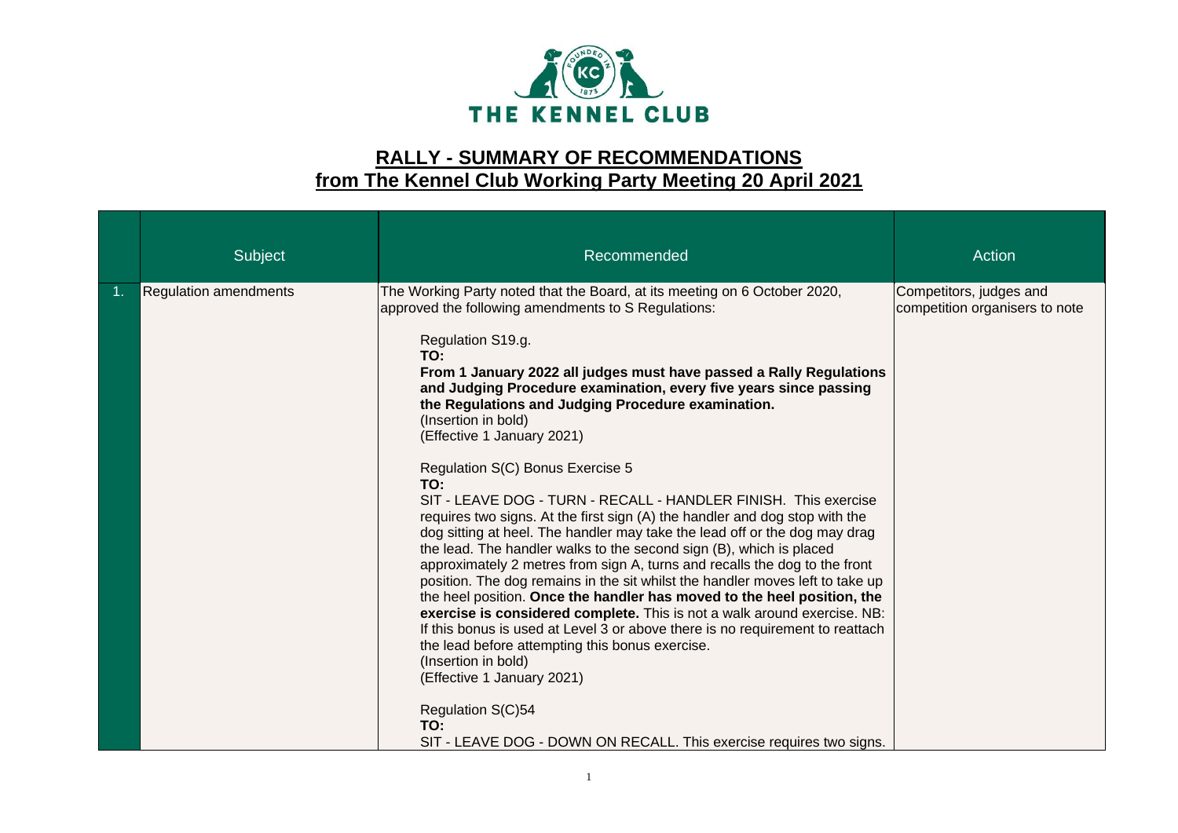THE KENNEL CLUB

# RALLY - SUMMARY OF RECOMMENDATIONS from The Kennel Club Working Party Meeting 20 April 2021

| | Subject | Recommended | Action |
|---|---|---|---|
| 1. | Regulation amendments | The Working Party noted that the Board, at its meeting on 6 October 2020, approved the following amendments to S Regulations:<br><br>Regulation S19.g.<br>**TO:**<br>**From 1 January 2022 all judges must have passed a Rally Regulations and Judging Procedure examination, every five years since passing the Regulations and Judging Procedure examination.**<br>(Insertion in bold)<br>(Effective 1 January 2021)<br><br>Regulation S(C) Bonus Exercise 5<br>**TO:**<br>SIT - LEAVE DOG - TURN - RECALL - HANDLER FINISH. This exercise requires two signs. At the first sign (A) the handler and dog stop with the dog sitting at heel. The handler may take the lead off or the dog may drag the lead. The handler walks to the second sign (B), which is placed approximately 2 metres from sign A, turns and recalls the dog to the front position. The dog remains in the sit whilst the handler moves left to take up the heel position. **Once the handler has moved to the heel position, the exercise is considered complete.** This is not a walk around exercise. NB: If this bonus is used at Level 3 or above there is no requirement to reattach the lead before attempting this bonus exercise.<br>(Insertion in bold)<br>(Effective 1 January 2021)<br><br>Regulation S(C)54<br>**TO:**<br>SIT - LEAVE DOG - DOWN ON RECALL. This exercise requires two signs. | Competitors, judges and competition organisers to note |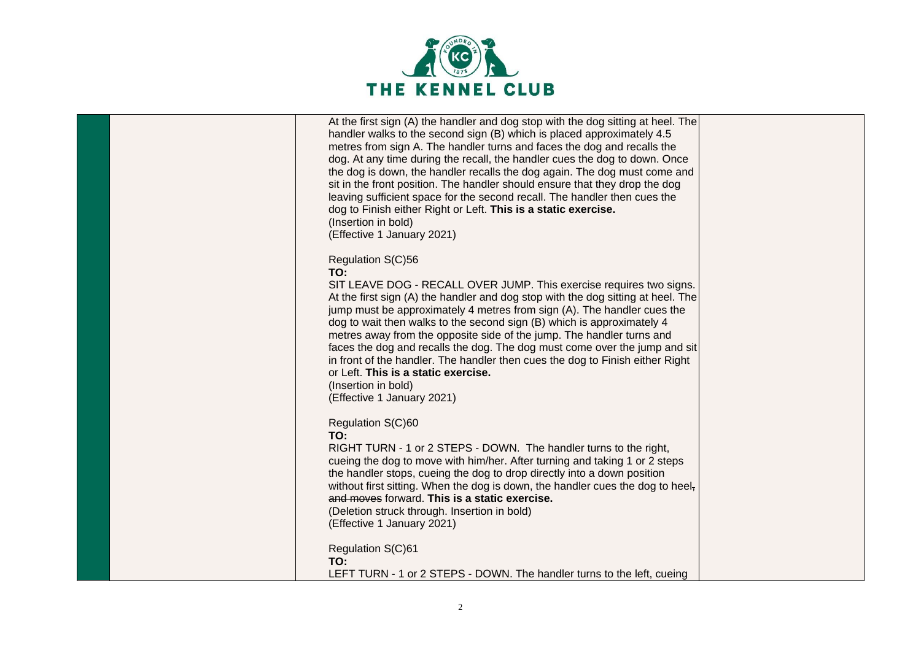At the first sign (A) the handler and dog stop with the dog sitting at heel. The handler walks to the second sign (B) which is placed approximately 4.5 metres from sign A. The handler turns and faces the dog and recalls the dog. At any time during the recall, the handler cues the dog to down. Once the dog is down, the handler recalls the dog again. The dog must come and sit in the front position. The handler should ensure that they drop the dog leaving sufficient space for the second recall. The handler then cues the dog to Finish either Right or Left. **This is a static exercise.**
(Insertion in bold)
(Effective 1 January 2021)

Regulation S(C)56
**TO:**
SIT LEAVE DOG - RECALL OVER JUMP. This exercise requires two signs. At the first sign (A) the handler and dog stop with the dog sitting at heel. The jump must be approximately 4 metres from sign (A). The handler cues the dog to wait then walks to the second sign (B) which is approximately 4 metres away from the opposite side of the jump. The handler turns and faces the dog and recalls the dog. The dog must come over the jump and sit in front of the handler. The handler then cues the dog to Finish either Right or Left. **This is a static exercise.**
(Insertion in bold)
(Effective 1 January 2021)

Regulation S(C)60
**TO:**
RIGHT TURN - 1 or 2 STEPS - DOWN. The handler turns to the right, cueing the dog to move with him/her. After turning and taking 1 or 2 steps the handler stops, cueing the dog to drop directly into a down position without first sitting. When the dog is down, the handler cues the dog to heel~~, and moves~~ forward. **This is a static exercise.**
(Deletion struck through. Insertion in bold)
(Effective 1 January 2021)

Regulation S(C)61
**TO:**
LEFT TURN - 1 or 2 STEPS - DOWN. The handler turns to the left, cueing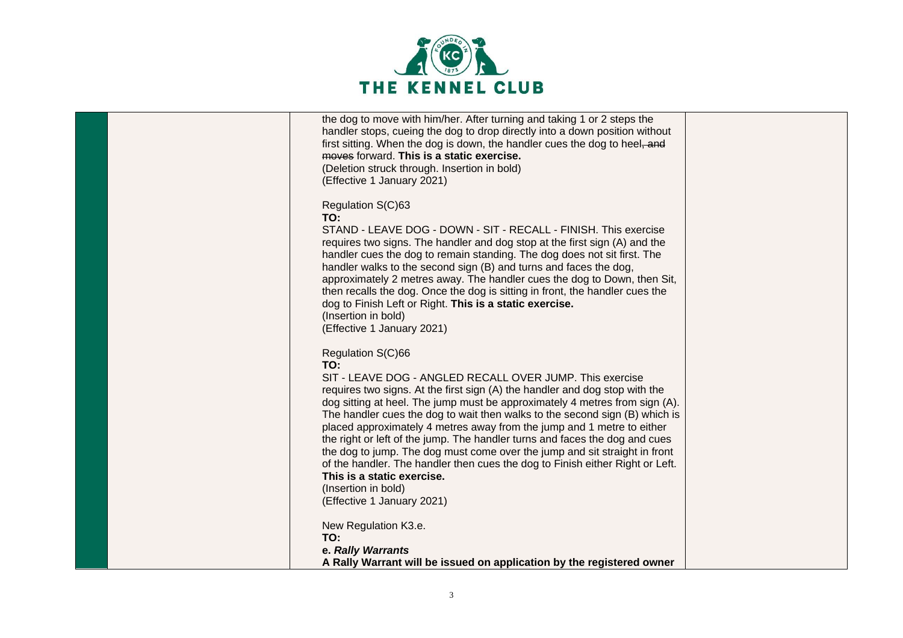| | | | |
|---|---|---|---|
| | | the dog to move with him/her. After turning and taking 1 or 2 steps the handler stops, cueing the dog to drop directly into a down position without first sitting. When the dog is down, the handler cues the dog to heel~~, and moves~~ forward. **This is a static exercise.**<br>(Deletion struck through. Insertion in bold)<br>(Effective 1 January 2021)<br><br>Regulation S(C)63<br>**TO:**<br>STAND - LEAVE DOG - DOWN - SIT - RECALL - FINISH. This exercise requires two signs. The handler and dog stop at the first sign (A) and the handler cues the dog to remain standing. The dog does not sit first. The handler walks to the second sign (B) and turns and faces the dog, approximately 2 metres away. The handler cues the dog to Down, then Sit, then recalls the dog. Once the dog is sitting in front, the handler cues the dog to Finish Left or Right. **This is a static exercise.**<br>(Insertion in bold)<br>(Effective 1 January 2021)<br><br>Regulation S(C)66<br>**TO:**<br>SIT - LEAVE DOG - ANGLED RECALL OVER JUMP. This exercise requires two signs. At the first sign (A) the handler and dog stop with the dog sitting at heel. The jump must be approximately 4 metres from sign (A). The handler cues the dog to wait then walks to the second sign (B) which is placed approximately 4 metres away from the jump and 1 metre to either the right or left of the jump. The handler turns and faces the dog and cues the dog to jump. The dog must come over the jump and sit straight in front of the handler. The handler then cues the dog to Finish either Right or Left. **This is a static exercise.**<br>(Insertion in bold)<br>(Effective 1 January 2021)<br><br>New Regulation K3.e.<br>**TO:**<br>***e. Rally Warrants***<br>**A Rally Warrant will be issued on application by the registered owner** | |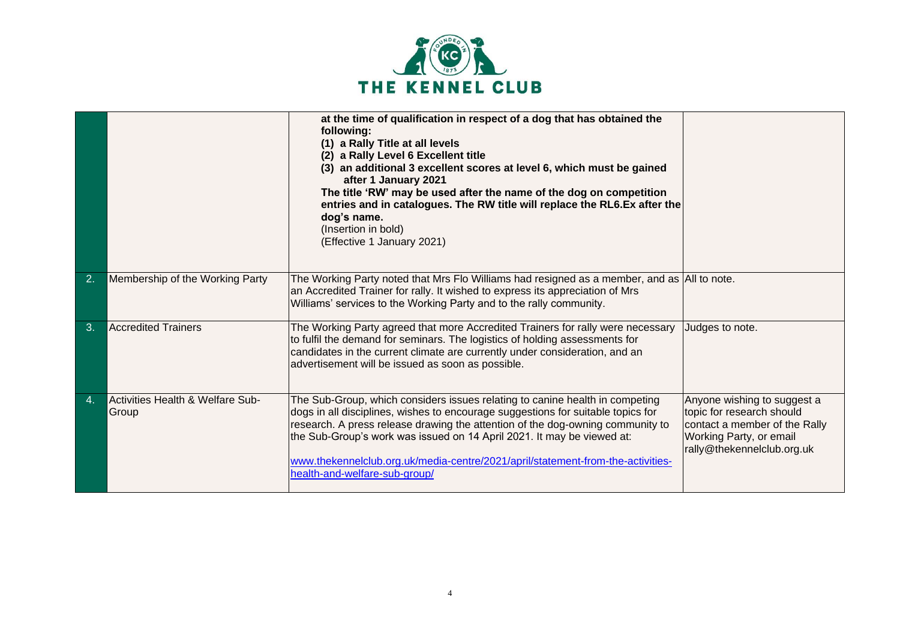| | | | |
|---|---|---|---|
| | | **at the time of qualification in respect of a dog that has obtained the following:**<br>**(1) a Rally Title at all levels**<br>**(2) a Rally Level 6 Excellent title**<br>**(3) an additional 3 excellent scores at level 6, which must be gained after 1 January 2021**<br>**The title 'RW' may be used after the name of the dog on competition entries and in catalogues. The RW title will replace the RL6.Ex after the dog's name.**<br>(Insertion in bold)<br>(Effective 1 January 2021) | |
| 2. | Membership of the Working Party | The Working Party noted that Mrs Flo Williams had resigned as a member, and as an Accredited Trainer for rally. It wished to express its appreciation of Mrs Williams' services to the Working Party and to the rally community. | All to note. |
| 3. | Accredited Trainers | The Working Party agreed that more Accredited Trainers for rally were necessary to fulfil the demand for seminars. The logistics of holding assessments for candidates in the current climate are currently under consideration, and an advertisement will be issued as soon as possible. | Judges to note. |
| 4. | Activities Health & Welfare Sub-Group | The Sub-Group, which considers issues relating to canine health in competing dogs in all disciplines, wishes to encourage suggestions for suitable topics for research. A press release drawing the attention of the dog-owning community to the Sub-Group's work was issued on 14 April 2021. It may be viewed at:<br><br>[www.thekennelclub.org.uk/media-centre/2021/april/statement-from-the-activities-health-and-welfare-sub-group/](www.thekennelclub.org.uk/media-centre/2021/april/statement-from-the-activities-health-and-welfare-sub-group/) | Anyone wishing to suggest a topic for research should contact a member of the Rally Working Party, or email rally@thekennelclub.org.uk |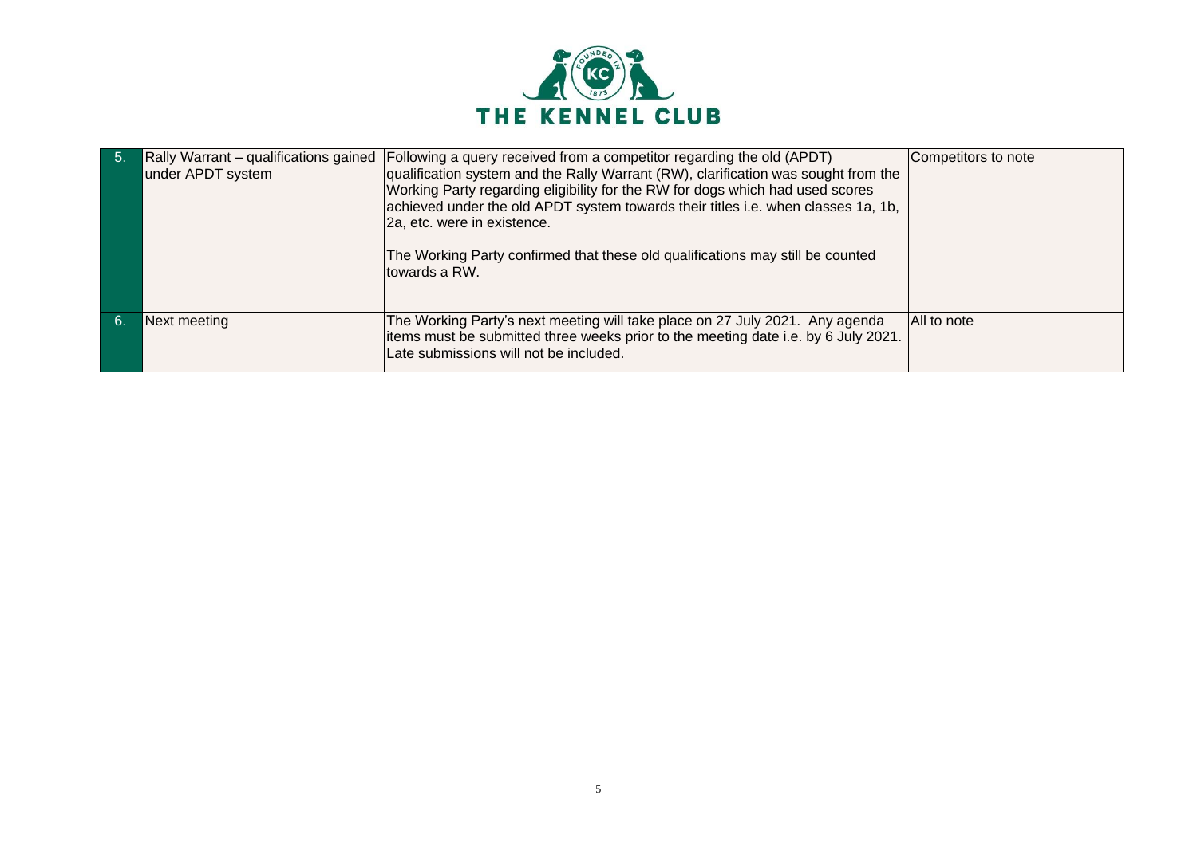| | | | |
|---|---|---|---|
| 5. | Rally Warrant – qualifications gained under APDT system | Following a query received from a competitor regarding the old (APDT) qualification system and the Rally Warrant (RW), clarification was sought from the Working Party regarding eligibility for the RW for dogs which had used scores achieved under the old APDT system towards their titles i.e. when classes 1a, 1b, 2a, etc. were in existence.<br><br>The Working Party confirmed that these old qualifications may still be counted towards a RW. | Competitors to note |
| 6. | Next meeting | The Working Party's next meeting will take place on 27 July 2021. Any agenda items must be submitted three weeks prior to the meeting date i.e. by 6 July 2021. Late submissions will not be included. | All to note |